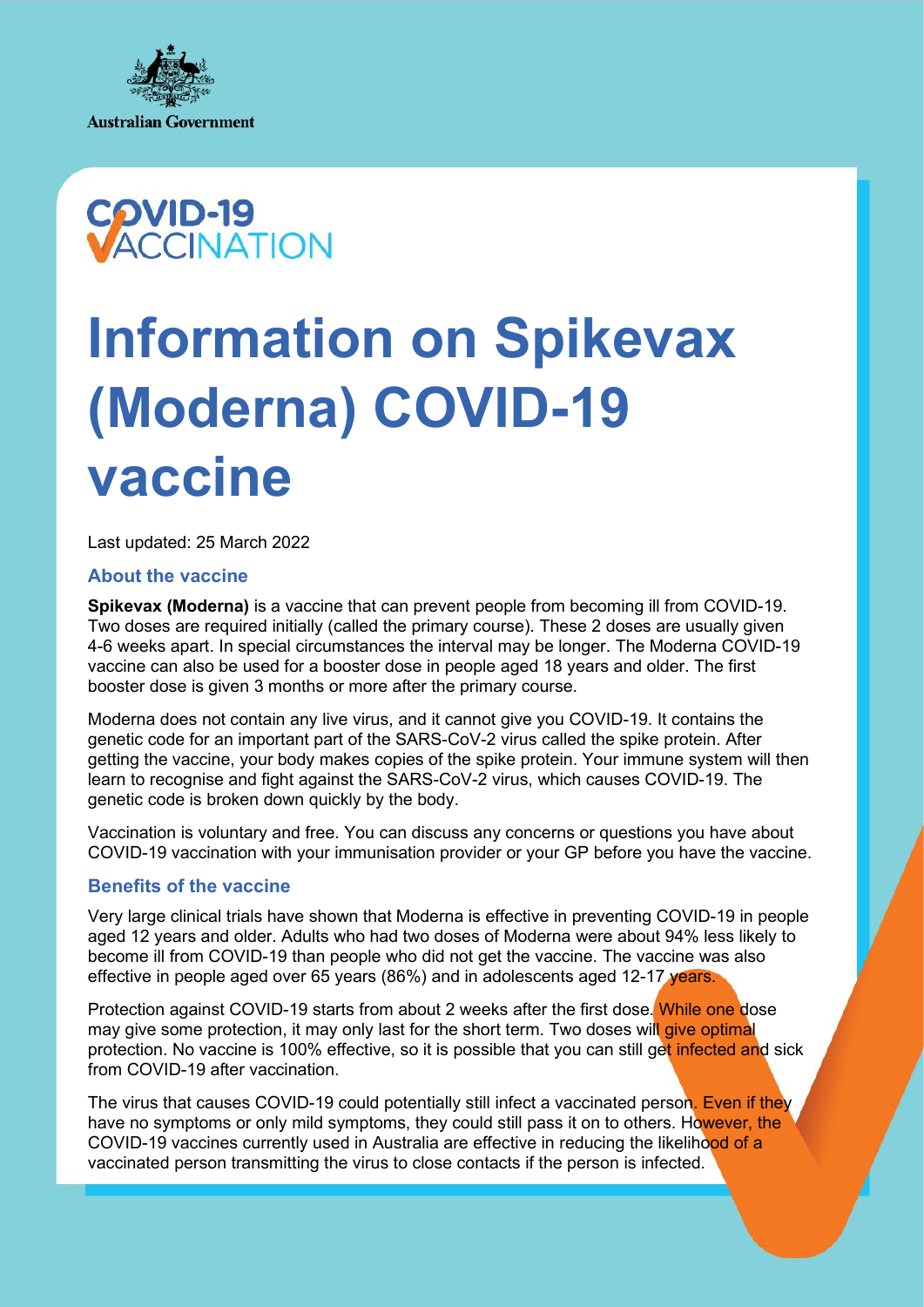Australian Government

COVID-19 VACCINATION

# Information on Spikevax (Moderna) COVID-19 vaccine

Last updated: 25 March 2022

## About the vaccine

**Spikevax (Moderna)** is a vaccine that can prevent people from becoming ill from COVID-19. Two doses are required initially (called the primary course). These 2 doses are usually given 4-6 weeks apart. In special circumstances the interval may be longer. The Moderna COVID-19 vaccine can also be used for a booster dose in people aged 18 years and older. The first booster dose is given 3 months or more after the primary course.

Moderna does not contain any live virus, and it cannot give you COVID-19. It contains the genetic code for an important part of the SARS-CoV-2 virus called the spike protein. After getting the vaccine, your body makes copies of the spike protein. Your immune system will then learn to recognise and fight against the SARS-CoV-2 virus, which causes COVID-19. The genetic code is broken down quickly by the body.

Vaccination is voluntary and free. You can discuss any concerns or questions you have about COVID-19 vaccination with your immunisation provider or your GP before you have the vaccine.

## Benefits of the vaccine

Very large clinical trials have shown that Moderna is effective in preventing COVID-19 in people aged 12 years and older. Adults who had two doses of Moderna were about 94% less likely to become ill from COVID-19 than people who did not get the vaccine. The vaccine was also effective in people aged over 65 years (86%) and in adolescents aged 12-17 years.

Protection against COVID-19 starts from about 2 weeks after the first dose. While one dose may give some protection, it may only last for the short term. Two doses will give optimal protection. No vaccine is 100% effective, so it is possible that you can still get infected and sick from COVID-19 after vaccination.

The virus that causes COVID-19 could potentially still infect a vaccinated person. Even if they have no symptoms or only mild symptoms, they could still pass it on to others. However, the COVID-19 vaccines currently used in Australia are effective in reducing the likelihood of a vaccinated person transmitting the virus to close contacts if the person is infected.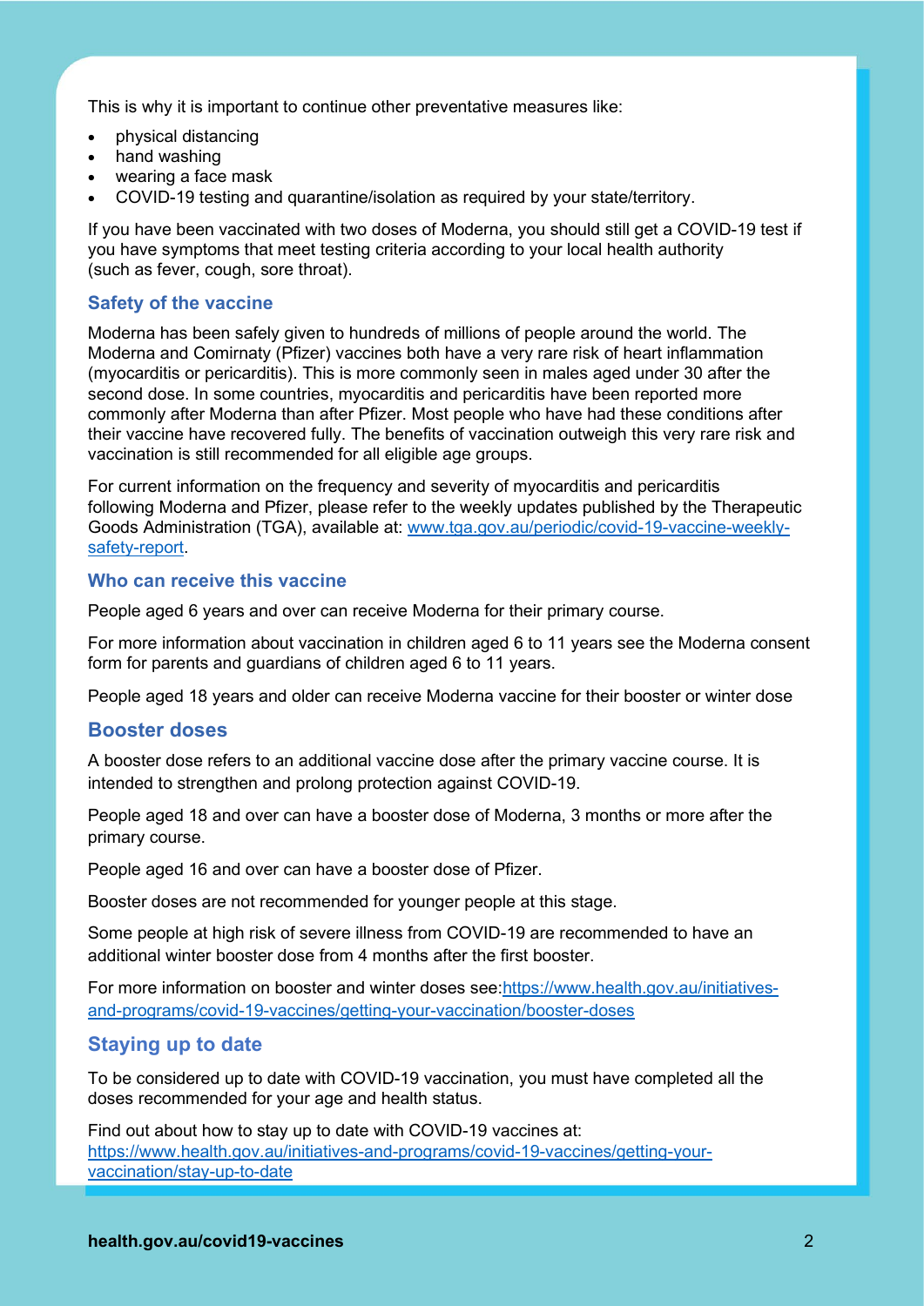This is why it is important to continue other preventative measures like:

- physical distancing
- hand washing
- wearing a face mask
- COVID-19 testing and quarantine/isolation as required by your state/territory.

If you have been vaccinated with two doses of Moderna, you should still get a COVID-19 test if you have symptoms that meet testing criteria according to your local health authority (such as fever, cough, sore throat).

### Safety of the vaccine

Moderna has been safely given to hundreds of millions of people around the world. The Moderna and Comirnaty (Pfizer) vaccines both have a very rare risk of heart inflammation (myocarditis or pericarditis). This is more commonly seen in males aged under 30 after the second dose. In some countries, myocarditis and pericarditis have been reported more commonly after Moderna than after Pfizer. Most people who have had these conditions after their vaccine have recovered fully. The benefits of vaccination outweigh this very rare risk and vaccination is still recommended for all eligible age groups.

For current information on the frequency and severity of myocarditis and pericarditis following Moderna and Pfizer, please refer to the weekly updates published by the Therapeutic Goods Administration (TGA), available at: [www.tga.gov.au/periodic/covid-19-vaccine-weekly-safety-report](www.tga.gov.au/periodic/covid-19-vaccine-weekly-safety-report).

### Who can receive this vaccine

People aged 6 years and over can receive Moderna for their primary course.

For more information about vaccination in children aged 6 to 11 years see the Moderna consent form for parents and guardians of children aged 6 to 11 years.

People aged 18 years and older can receive Moderna vaccine for their booster or winter dose

## Booster doses

A booster dose refers to an additional vaccine dose after the primary vaccine course. It is intended to strengthen and prolong protection against COVID-19.

People aged 18 and over can have a booster dose of Moderna, 3 months or more after the primary course.

People aged 16 and over can have a booster dose of Pfizer.

Booster doses are not recommended for younger people at this stage.

Some people at high risk of severe illness from COVID-19 are recommended to have an additional winter booster dose from 4 months after the first booster.

For more information on booster and winter doses see:[https://www.health.gov.au/initiatives-and-programs/covid-19-vaccines/getting-your-vaccination/booster-doses](https://www.health.gov.au/initiatives-and-programs/covid-19-vaccines/getting-your-vaccination/booster-doses)

### Staying up to date

To be considered up to date with COVID-19 vaccination, you must have completed all the doses recommended for your age and health status.

Find out about how to stay up to date with COVID-19 vaccines at: [https://www.health.gov.au/initiatives-and-programs/covid-19-vaccines/getting-your-vaccination/stay-up-to-date](https://www.health.gov.au/initiatives-and-programs/covid-19-vaccines/getting-your-vaccination/stay-up-to-date)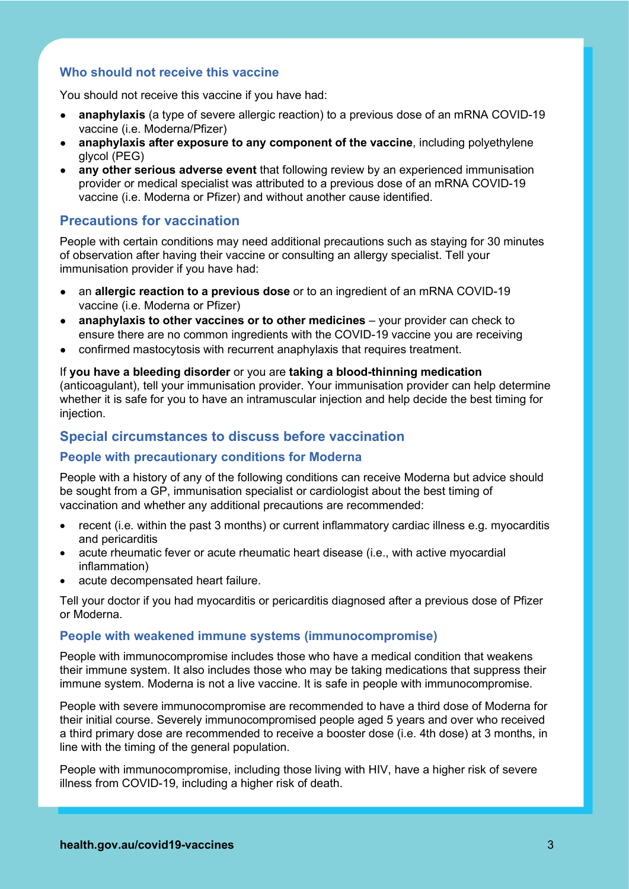## Who should not receive this vaccine

You should not receive this vaccine if you have had:

- **anaphylaxis** (a type of severe allergic reaction) to a previous dose of an mRNA COVID-19 vaccine (i.e. Moderna/Pfizer)
- **anaphylaxis after exposure to any component of the vaccine**, including polyethylene glycol (PEG)
- **any other serious adverse event** that following review by an experienced immunisation provider or medical specialist was attributed to a previous dose of an mRNA COVID-19 vaccine (i.e. Moderna or Pfizer) and without another cause identified.

## Precautions for vaccination

People with certain conditions may need additional precautions such as staying for 30 minutes of observation after having their vaccine or consulting an allergy specialist. Tell your immunisation provider if you have had:

- an **allergic reaction to a previous dose** or to an ingredient of an mRNA COVID-19 vaccine (i.e. Moderna or Pfizer)
- **anaphylaxis to other vaccines or to other medicines** – your provider can check to ensure there are no common ingredients with the COVID-19 vaccine you are receiving
- confirmed mastocytosis with recurrent anaphylaxis that requires treatment.

If **you have a bleeding disorder** or you are **taking a blood-thinning medication** (anticoagulant), tell your immunisation provider. Your immunisation provider can help determine whether it is safe for you to have an intramuscular injection and help decide the best timing for injection.

## Special circumstances to discuss before vaccination

### People with precautionary conditions for Moderna

People with a history of any of the following conditions can receive Moderna but advice should be sought from a GP, immunisation specialist or cardiologist about the best timing of vaccination and whether any additional precautions are recommended:

- recent (i.e. within the past 3 months) or current inflammatory cardiac illness e.g. myocarditis and pericarditis
- acute rheumatic fever or acute rheumatic heart disease (i.e., with active myocardial inflammation)
- acute decompensated heart failure.

Tell your doctor if you had myocarditis or pericarditis diagnosed after a previous dose of Pfizer or Moderna.

### People with weakened immune systems (immunocompromise)

People with immunocompromise includes those who have a medical condition that weakens their immune system. It also includes those who may be taking medications that suppress their immune system. Moderna is not a live vaccine. It is safe in people with immunocompromise.

People with severe immunocompromise are recommended to have a third dose of Moderna for their initial course. Severely immunocompromised people aged 5 years and over who received a third primary dose are recommended to receive a booster dose (i.e. 4th dose) at 3 months, in line with the timing of the general population.

People with immunocompromise, including those living with HIV, have a higher risk of severe illness from COVID-19, including a higher risk of death.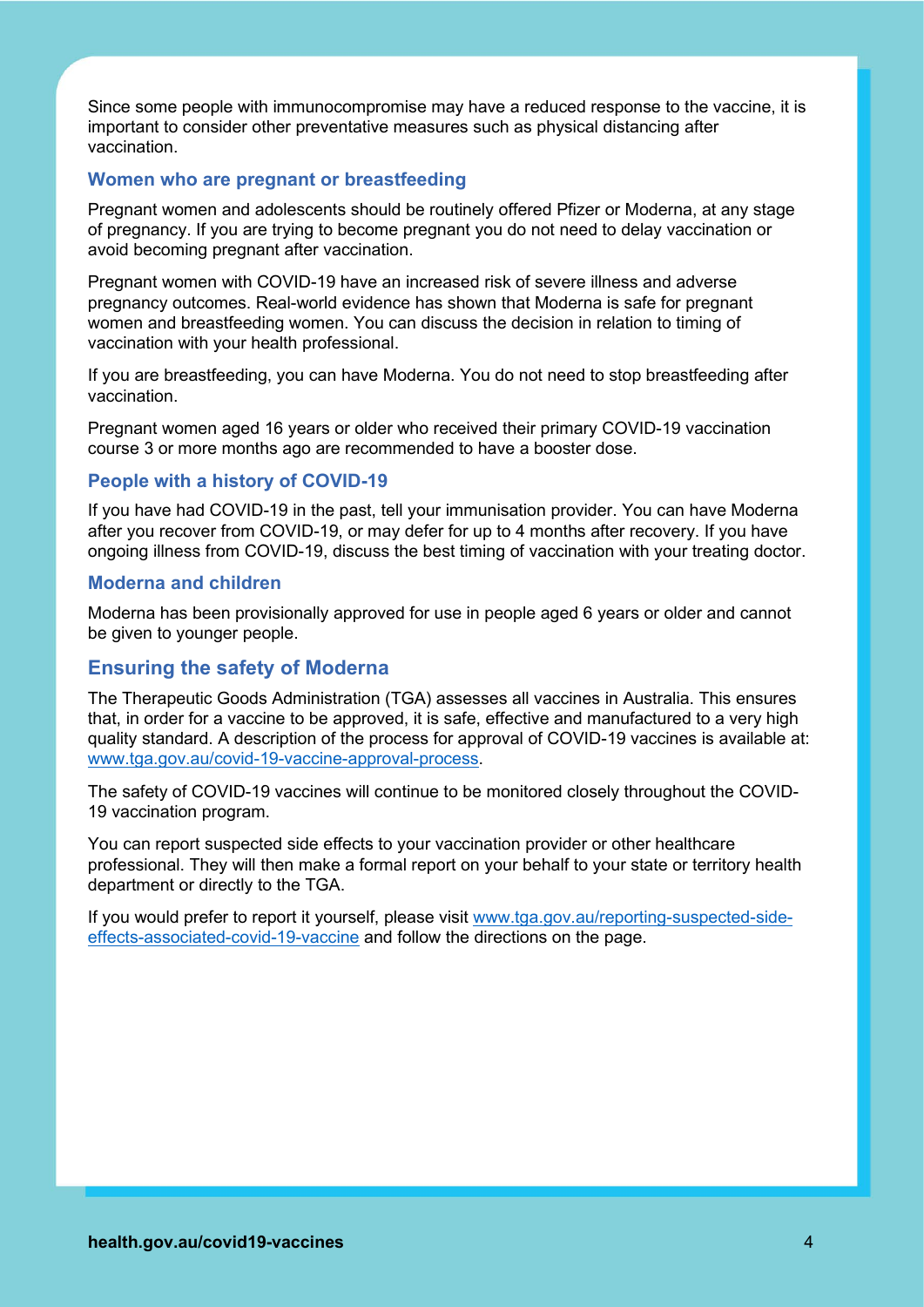Since some people with immunocompromise may have a reduced response to the vaccine, it is important to consider other preventative measures such as physical distancing after vaccination.

### Women who are pregnant or breastfeeding

Pregnant women and adolescents should be routinely offered Pfizer or Moderna, at any stage of pregnancy. If you are trying to become pregnant you do not need to delay vaccination or avoid becoming pregnant after vaccination.

Pregnant women with COVID-19 have an increased risk of severe illness and adverse pregnancy outcomes. Real-world evidence has shown that Moderna is safe for pregnant women and breastfeeding women. You can discuss the decision in relation to timing of vaccination with your health professional.

If you are breastfeeding, you can have Moderna. You do not need to stop breastfeeding after vaccination.

Pregnant women aged 16 years or older who received their primary COVID-19 vaccination course 3 or more months ago are recommended to have a booster dose.

### People with a history of COVID-19

If you have had COVID-19 in the past, tell your immunisation provider. You can have Moderna after you recover from COVID-19, or may defer for up to 4 months after recovery. If you have ongoing illness from COVID-19, discuss the best timing of vaccination with your treating doctor.

### Moderna and children

Moderna has been provisionally approved for use in people aged 6 years or older and cannot be given to younger people.

## Ensuring the safety of Moderna

The Therapeutic Goods Administration (TGA) assesses all vaccines in Australia. This ensures that, in order for a vaccine to be approved, it is safe, effective and manufactured to a very high quality standard. A description of the process for approval of COVID-19 vaccines is available at: www.tga.gov.au/covid-19-vaccine-approval-process.

The safety of COVID-19 vaccines will continue to be monitored closely throughout the COVID-19 vaccination program.

You can report suspected side effects to your vaccination provider or other healthcare professional. They will then make a formal report on your behalf to your state or territory health department or directly to the TGA.

If you would prefer to report it yourself, please visit www.tga.gov.au/reporting-suspected-side-effects-associated-covid-19-vaccine and follow the directions on the page.